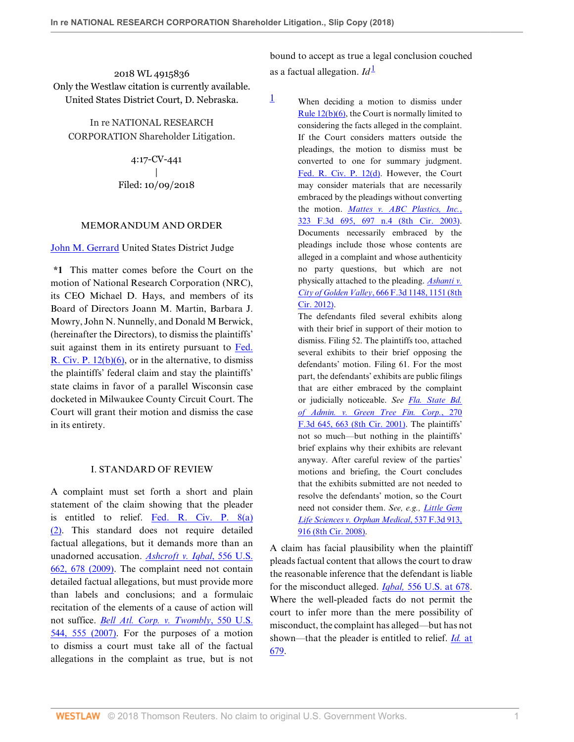2018 WL 4915836
Only the Westlaw citation is currently available.
United States District Court, D. Nebraska.

In re NATIONAL RESEARCH CORPORATION Shareholder Litigation.

4:17-CV-441
|
Filed: 10/09/2018

## MEMORANDUM AND ORDER

John M. Gerrard United States District Judge

**\*1** This matter comes before the Court on the motion of National Research Corporation (NRC), its CEO Michael D. Hays, and members of its Board of Directors Joann M. Martin, Barbara J. Mowry, John N. Nunnelly, and Donald M Berwick, (hereinafter the Directors), to dismiss the plaintiffs' suit against them in its entirety pursuant to Fed. R. Civ. P. 12(b)(6), or in the alternative, to dismiss the plaintiffs' federal claim and stay the plaintiffs' state claims in favor of a parallel Wisconsin case docketed in Milwaukee County Circuit Court. The Court will grant their motion and dismiss the case in its entirety.

## I. STANDARD OF REVIEW

A complaint must set forth a short and plain statement of the claim showing that the pleader is entitled to relief. Fed. R. Civ. P. 8(a)(2). This standard does not require detailed factual allegations, but it demands more than an unadorned accusation. *Ashcroft v. Iqbal*, 556 U.S. 662, 678 (2009). The complaint need not contain detailed factual allegations, but must provide more than labels and conclusions; and a formulaic recitation of the elements of a cause of action will not suffice. *Bell Atl. Corp. v. Twombly*, 550 U.S. 544, 555 (2007). For the purposes of a motion to dismiss a court must take all of the factual allegations in the complaint as true, but is not bound to accept as true a legal conclusion couched as a factual allegation. *Id*[1]

[1] When deciding a motion to dismiss under Rule 12(b)(6), the Court is normally limited to considering the facts alleged in the complaint. If the Court considers matters outside the pleadings, the motion to dismiss must be converted to one for summary judgment. Fed. R. Civ. P. 12(d). However, the Court may consider materials that are necessarily embraced by the pleadings without converting the motion. *Mattes v. ABC Plastics, Inc.*, 323 F.3d 695, 697 n.4 (8th Cir. 2003). Documents necessarily embraced by the pleadings include those whose contents are alleged in a complaint and whose authenticity no party questions, but which are not physically attached to the pleading. *Ashanti v. City of Golden Valley*, 666 F.3d 1148, 1151 (8th Cir. 2012).
The defendants filed several exhibits along with their brief in support of their motion to dismiss. Filing 52. The plaintiffs too, attached several exhibits to their brief opposing the defendants' motion. Filing 61. For the most part, the defendants' exhibits are public filings that are either embraced by the complaint or judicially noticeable. *See Fla. State Bd. of Admin. v. Green Tree Fin. Corp.*, 270 F.3d 645, 663 (8th Cir. 2001). The plaintiffs' not so much—but nothing in the plaintiffs' brief explains why their exhibits are relevant anyway. After careful review of the parties' motions and briefing, the Court concludes that the exhibits submitted are not needed to resolve the defendants' motion, so the Court need not consider them. *See, e.g., Little Gem Life Sciences v. Orphan Medical*, 537 F.3d 913, 916 (8th Cir. 2008).

A claim has facial plausibility when the plaintiff pleads factual content that allows the court to draw the reasonable inference that the defendant is liable for the misconduct alleged. *Iqbal*, 556 U.S. at 678. Where the well-pleaded facts do not permit the court to infer more than the mere possibility of misconduct, the complaint has alleged—but has not shown—that the pleader is entitled to relief. *Id.* at 679.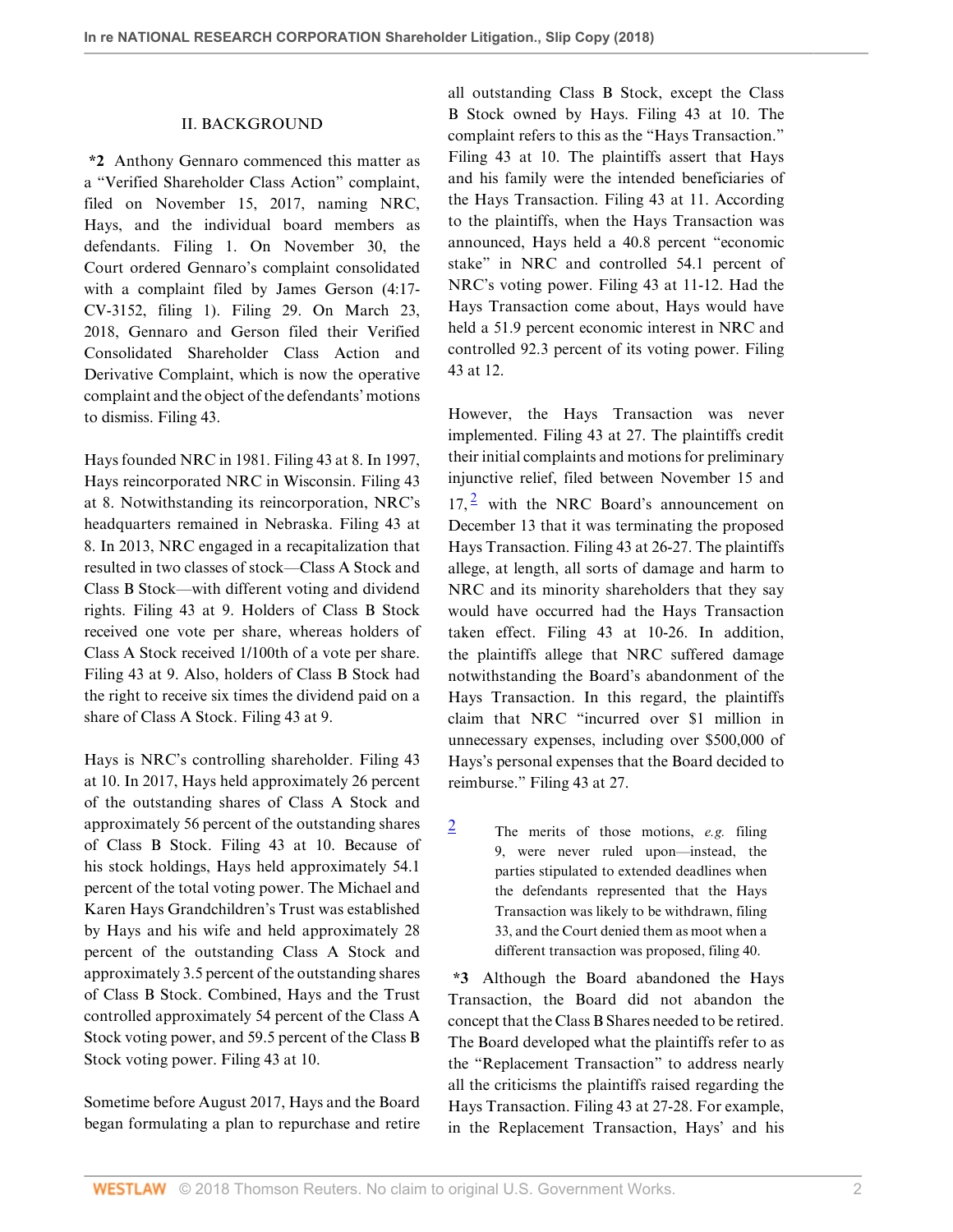## II. BACKGROUND

**\*2** Anthony Gennaro commenced this matter as a "Verified Shareholder Class Action" complaint, filed on November 15, 2017, naming NRC, Hays, and the individual board members as defendants. Filing 1. On November 30, the Court ordered Gennaro's complaint consolidated with a complaint filed by James Gerson (4:17-CV-3152, filing 1). Filing 29. On March 23, 2018, Gennaro and Gerson filed their Verified Consolidated Shareholder Class Action and Derivative Complaint, which is now the operative complaint and the object of the defendants' motions to dismiss. Filing 43.

Hays founded NRC in 1981. Filing 43 at 8. In 1997, Hays reincorporated NRC in Wisconsin. Filing 43 at 8. Notwithstanding its reincorporation, NRC's headquarters remained in Nebraska. Filing 43 at 8. In 2013, NRC engaged in a recapitalization that resulted in two classes of stock—Class A Stock and Class B Stock—with different voting and dividend rights. Filing 43 at 9. Holders of Class B Stock received one vote per share, whereas holders of Class A Stock received 1/100th of a vote per share. Filing 43 at 9. Also, holders of Class B Stock had the right to receive six times the dividend paid on a share of Class A Stock. Filing 43 at 9.

Hays is NRC's controlling shareholder. Filing 43 at 10. In 2017, Hays held approximately 26 percent of the outstanding shares of Class A Stock and approximately 56 percent of the outstanding shares of Class B Stock. Filing 43 at 10. Because of his stock holdings, Hays held approximately 54.1 percent of the total voting power. The Michael and Karen Hays Grandchildren's Trust was established by Hays and his wife and held approximately 28 percent of the outstanding Class A Stock and approximately 3.5 percent of the outstanding shares of Class B Stock. Combined, Hays and the Trust controlled approximately 54 percent of the Class A Stock voting power, and 59.5 percent of the Class B Stock voting power. Filing 43 at 10.

Sometime before August 2017, Hays and the Board began formulating a plan to repurchase and retire all outstanding Class B Stock, except the Class B Stock owned by Hays. Filing 43 at 10. The complaint refers to this as the "Hays Transaction." Filing 43 at 10. The plaintiffs assert that Hays and his family were the intended beneficiaries of the Hays Transaction. Filing 43 at 11. According to the plaintiffs, when the Hays Transaction was announced, Hays held a 40.8 percent "economic stake" in NRC and controlled 54.1 percent of NRC's voting power. Filing 43 at 11-12. Had the Hays Transaction come about, Hays would have held a 51.9 percent economic interest in NRC and controlled 92.3 percent of its voting power. Filing 43 at 12.

However, the Hays Transaction was never implemented. Filing 43 at 27. The plaintiffs credit their initial complaints and motions for preliminary injunctive relief, filed between November 15 and 17,[2] with the NRC Board's announcement on December 13 that it was terminating the proposed Hays Transaction. Filing 43 at 26-27. The plaintiffs allege, at length, all sorts of damage and harm to NRC and its minority shareholders that they say would have occurred had the Hays Transaction taken effect. Filing 43 at 10-26. In addition, the plaintiffs allege that NRC suffered damage notwithstanding the Board's abandonment of the Hays Transaction. In this regard, the plaintiffs claim that NRC "incurred over $1 million in unnecessary expenses, including over $500,000 of Hays's personal expenses that the Board decided to reimburse." Filing 43 at 27.

[2] The merits of those motions, *e.g.* filing 9, were never ruled upon—instead, the parties stipulated to extended deadlines when the defendants represented that the Hays Transaction was likely to be withdrawn, filing 33, and the Court denied them as moot when a different transaction was proposed, filing 40.

**\*3** Although the Board abandoned the Hays Transaction, the Board did not abandon the concept that the Class B Shares needed to be retired. The Board developed what the plaintiffs refer to as the "Replacement Transaction" to address nearly all the criticisms the plaintiffs raised regarding the Hays Transaction. Filing 43 at 27-28. For example, in the Replacement Transaction, Hays' and his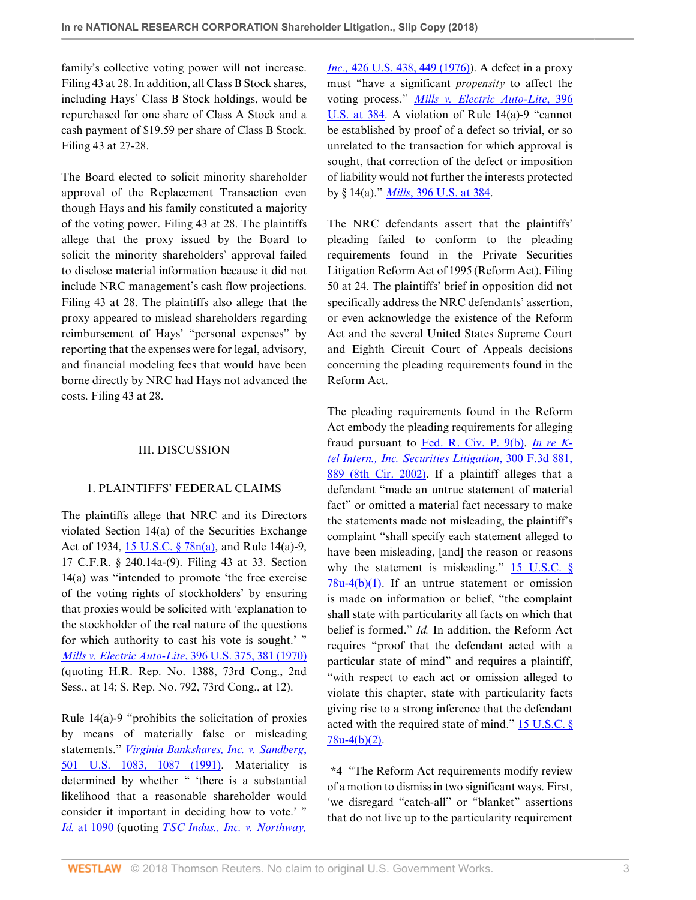family's collective voting power will not increase. Filing 43 at 28. In addition, all Class B Stock shares, including Hays' Class B Stock holdings, would be repurchased for one share of Class A Stock and a cash payment of $19.59 per share of Class B Stock. Filing 43 at 27-28.

The Board elected to solicit minority shareholder approval of the Replacement Transaction even though Hays and his family constituted a majority of the voting power. Filing 43 at 28. The plaintiffs allege that the proxy issued by the Board to solicit the minority shareholders' approval failed to disclose material information because it did not include NRC management's cash flow projections. Filing 43 at 28. The plaintiffs also allege that the proxy appeared to mislead shareholders regarding reimbursement of Hays' "personal expenses" by reporting that the expenses were for legal, advisory, and financial modeling fees that would have been borne directly by NRC had Hays not advanced the costs. Filing 43 at 28.

## III. DISCUSSION

### 1. PLAINTIFFS' FEDERAL CLAIMS

The plaintiffs allege that NRC and its Directors violated Section 14(a) of the Securities Exchange Act of 1934, 15 U.S.C. § 78n(a), and Rule 14(a)-9, 17 C.F.R. § 240.14a-(9). Filing 43 at 33. Section 14(a) was "intended to promote 'the free exercise of the voting rights of stockholders' by ensuring that proxies would be solicited with 'explanation to the stockholder of the real nature of the questions for which authority to cast his vote is sought.' " *Mills v. Electric Auto-Lite*, 396 U.S. 375, 381 (1970) (quoting H.R. Rep. No. 1388, 73rd Cong., 2nd Sess., at 14; S. Rep. No. 792, 73rd Cong., at 12).

Rule 14(a)-9 "prohibits the solicitation of proxies by means of materially false or misleading statements." *Virginia Bankshares, Inc. v. Sandberg*, 501 U.S. 1083, 1087 (1991). Materiality is determined by whether " 'there is a substantial likelihood that a reasonable shareholder would consider it important in deciding how to vote.' " *Id.* at 1090 (quoting *TSC Indus., Inc. v. Northway, Inc.*, 426 U.S. 438, 449 (1976)). A defect in a proxy must "have a significant *propensity* to affect the voting process." *Mills v. Electric Auto-Lite*, 396 U.S. at 384. A violation of Rule 14(a)-9 "cannot be established by proof of a defect so trivial, or so unrelated to the transaction for which approval is sought, that correction of the defect or imposition of liability would not further the interests protected by § 14(a)." *Mills*, 396 U.S. at 384.

The NRC defendants assert that the plaintiffs' pleading failed to conform to the pleading requirements found in the Private Securities Litigation Reform Act of 1995 (Reform Act). Filing 50 at 24. The plaintiffs' brief in opposition did not specifically address the NRC defendants' assertion, or even acknowledge the existence of the Reform Act and the several United States Supreme Court and Eighth Circuit Court of Appeals decisions concerning the pleading requirements found in the Reform Act.

The pleading requirements found in the Reform Act embody the pleading requirements for alleging fraud pursuant to Fed. R. Civ. P. 9(b). *In re K-tel Intern., Inc. Securities Litigation*, 300 F.3d 881, 889 (8th Cir. 2002). If a plaintiff alleges that a defendant "made an untrue statement of material fact" or omitted a material fact necessary to make the statements made not misleading, the plaintiff's complaint "shall specify each statement alleged to have been misleading, [and] the reason or reasons why the statement is misleading." 15 U.S.C. § 78u-4(b)(1). If an untrue statement or omission is made on information or belief, "the complaint shall state with particularity all facts on which that belief is formed." *Id.* In addition, the Reform Act requires "proof that the defendant acted with a particular state of mind" and requires a plaintiff, "with respect to each act or omission alleged to violate this chapter, state with particularity facts giving rise to a strong inference that the defendant acted with the required state of mind." 15 U.S.C. § 78u-4(b)(2).

**\*4** "The Reform Act requirements modify review of a motion to dismiss in two significant ways. First, 'we disregard "catch-all" or "blanket" assertions that do not live up to the particularity requirement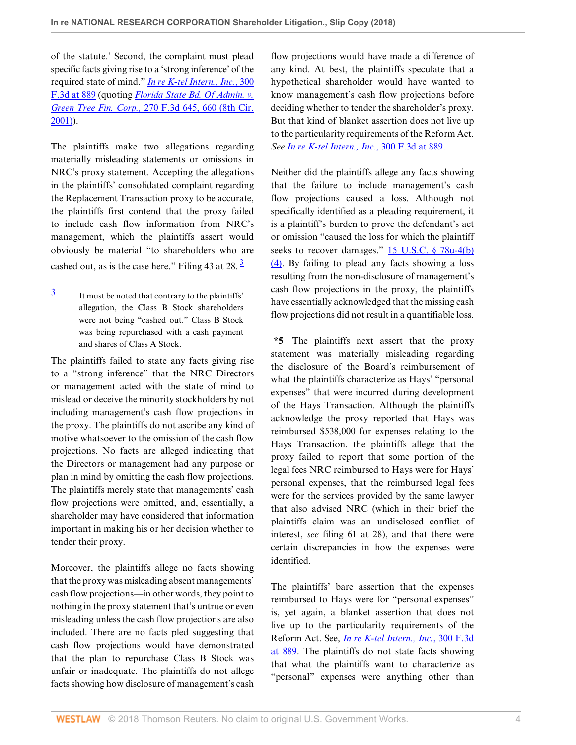of the statute.' Second, the complaint must plead specific facts giving rise to a 'strong inference' of the required state of mind." *In re K-tel Intern., Inc.*, 300 F.3d at 889 (quoting *Florida State Bd. Of Admin. v. Green Tree Fin. Corp.*, 270 F.3d 645, 660 (8th Cir. 2001)).

The plaintiffs make two allegations regarding materially misleading statements or omissions in NRC's proxy statement. Accepting the allegations in the plaintiffs' consolidated complaint regarding the Replacement Transaction proxy to be accurate, the plaintiffs first contend that the proxy failed to include cash flow information from NRC's management, which the plaintiffs assert would obviously be material "to shareholders who are cashed out, as is the case here." Filing 43 at 28.[3]

[3] It must be noted that contrary to the plaintiffs' allegation, the Class B Stock shareholders were not being "cashed out." Class B Stock was being repurchased with a cash payment and shares of Class A Stock.

The plaintiffs failed to state any facts giving rise to a "strong inference" that the NRC Directors or management acted with the state of mind to mislead or deceive the minority stockholders by not including management's cash flow projections in the proxy. The plaintiffs do not ascribe any kind of motive whatsoever to the omission of the cash flow projections. No facts are alleged indicating that the Directors or management had any purpose or plan in mind by omitting the cash flow projections. The plaintiffs merely state that managements' cash flow projections were omitted, and, essentially, a shareholder may have considered that information important in making his or her decision whether to tender their proxy.

Moreover, the plaintiffs allege no facts showing that the proxy was misleading absent managements' cash flow projections—in other words, they point to nothing in the proxy statement that's untrue or even misleading unless the cash flow projections are also included. There are no facts pled suggesting that cash flow projections would have demonstrated that the plan to repurchase Class B Stock was unfair or inadequate. The plaintiffs do not allege facts showing how disclosure of management's cash flow projections would have made a difference of any kind. At best, the plaintiffs speculate that a hypothetical shareholder would have wanted to know management's cash flow projections before deciding whether to tender the shareholder's proxy. But that kind of blanket assertion does not live up to the particularity requirements of the Reform Act. *See* *In re K-tel Intern., Inc.*, 300 F.3d at 889.

Neither did the plaintiffs allege any facts showing that the failure to include management's cash flow projections caused a loss. Although not specifically identified as a pleading requirement, it is a plaintiff's burden to prove the defendant's act or omission "caused the loss for which the plaintiff seeks to recover damages." 15 U.S.C. § 78u-4(b)(4). By failing to plead any facts showing a loss resulting from the non-disclosure of management's cash flow projections in the proxy, the plaintiffs have essentially acknowledged that the missing cash flow projections did not result in a quantifiable loss.

**\*5** The plaintiffs next assert that the proxy statement was materially misleading regarding the disclosure of the Board's reimbursement of what the plaintiffs characterize as Hays' "personal expenses" that were incurred during development of the Hays Transaction. Although the plaintiffs acknowledge the proxy reported that Hays was reimbursed $538,000 for expenses relating to the Hays Transaction, the plaintiffs allege that the proxy failed to report that some portion of the legal fees NRC reimbursed to Hays were for Hays' personal expenses, that the reimbursed legal fees were for the services provided by the same lawyer that also advised NRC (which in their brief the plaintiffs claim was an undisclosed conflict of interest, *see* filing 61 at 28), and that there were certain discrepancies in how the expenses were identified.

The plaintiffs' bare assertion that the expenses reimbursed to Hays were for "personal expenses" is, yet again, a blanket assertion that does not live up to the particularity requirements of the Reform Act. See, *In re K-tel Intern., Inc.*, 300 F.3d at 889. The plaintiffs do not state facts showing that what the plaintiffs want to characterize as "personal" expenses were anything other than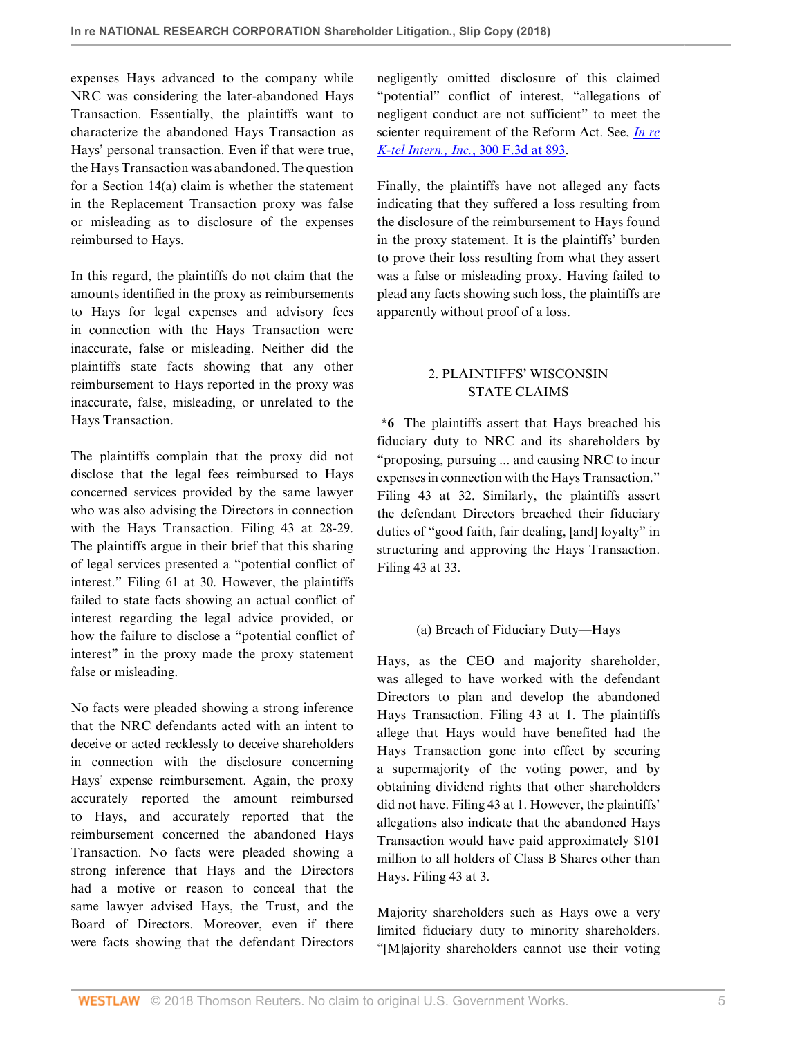expenses Hays advanced to the company while NRC was considering the later-abandoned Hays Transaction. Essentially, the plaintiffs want to characterize the abandoned Hays Transaction as Hays' personal transaction. Even if that were true, the Hays Transaction was abandoned. The question for a Section 14(a) claim is whether the statement in the Replacement Transaction proxy was false or misleading as to disclosure of the expenses reimbursed to Hays.

In this regard, the plaintiffs do not claim that the amounts identified in the proxy as reimbursements to Hays for legal expenses and advisory fees in connection with the Hays Transaction were inaccurate, false or misleading. Neither did the plaintiffs state facts showing that any other reimbursement to Hays reported in the proxy was inaccurate, false, misleading, or unrelated to the Hays Transaction.

The plaintiffs complain that the proxy did not disclose that the legal fees reimbursed to Hays concerned services provided by the same lawyer who was also advising the Directors in connection with the Hays Transaction. Filing 43 at 28-29. The plaintiffs argue in their brief that this sharing of legal services presented a "potential conflict of interest." Filing 61 at 30. However, the plaintiffs failed to state facts showing an actual conflict of interest regarding the legal advice provided, or how the failure to disclose a "potential conflict of interest" in the proxy made the proxy statement false or misleading.

No facts were pleaded showing a strong inference that the NRC defendants acted with an intent to deceive or acted recklessly to deceive shareholders in connection with the disclosure concerning Hays' expense reimbursement. Again, the proxy accurately reported the amount reimbursed to Hays, and accurately reported that the reimbursement concerned the abandoned Hays Transaction. No facts were pleaded showing a strong inference that Hays and the Directors had a motive or reason to conceal that the same lawyer advised Hays, the Trust, and the Board of Directors. Moreover, even if there were facts showing that the defendant Directors negligently omitted disclosure of this claimed "potential" conflict of interest, "allegations of negligent conduct are not sufficient" to meet the scienter requirement of the Reform Act. See, *In re K-tel Intern., Inc.*, 300 F.3d at 893.

Finally, the plaintiffs have not alleged any facts indicating that they suffered a loss resulting from the disclosure of the reimbursement to Hays found in the proxy statement. It is the plaintiffs' burden to prove their loss resulting from what they assert was a false or misleading proxy. Having failed to plead any facts showing such loss, the plaintiffs are apparently without proof of a loss.

## 2. PLAINTIFFS' WISCONSIN STATE CLAIMS

**\*6** The plaintiffs assert that Hays breached his fiduciary duty to NRC and its shareholders by "proposing, pursuing ... and causing NRC to incur expenses in connection with the Hays Transaction." Filing 43 at 32. Similarly, the plaintiffs assert the defendant Directors breached their fiduciary duties of "good faith, fair dealing, [and] loyalty" in structuring and approving the Hays Transaction. Filing 43 at 33.

### (a) Breach of Fiduciary Duty—Hays

Hays, as the CEO and majority shareholder, was alleged to have worked with the defendant Directors to plan and develop the abandoned Hays Transaction. Filing 43 at 1. The plaintiffs allege that Hays would have benefited had the Hays Transaction gone into effect by securing a supermajority of the voting power, and by obtaining dividend rights that other shareholders did not have. Filing 43 at 1. However, the plaintiffs' allegations also indicate that the abandoned Hays Transaction would have paid approximately $101 million to all holders of Class B Shares other than Hays. Filing 43 at 3.

Majority shareholders such as Hays owe a very limited fiduciary duty to minority shareholders. "[M]ajority shareholders cannot use their voting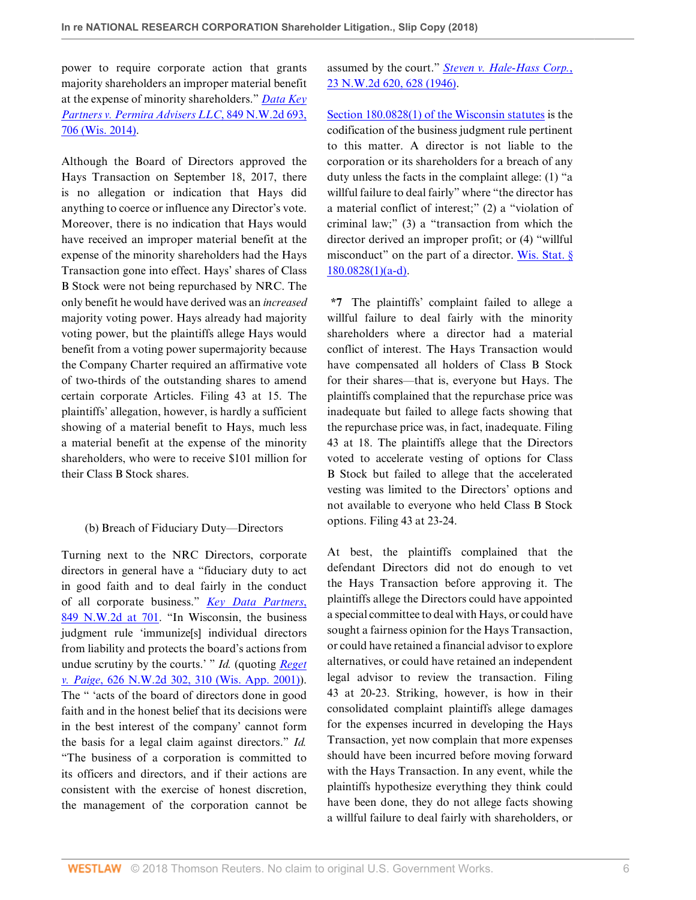power to require corporate action that grants majority shareholders an improper material benefit at the expense of minority shareholders." *Data Key Partners v. Permira Advisers LLC*, 849 N.W.2d 693, 706 (Wis. 2014).

Although the Board of Directors approved the Hays Transaction on September 18, 2017, there is no allegation or indication that Hays did anything to coerce or influence any Director's vote. Moreover, there is no indication that Hays would have received an improper material benefit at the expense of the minority shareholders had the Hays Transaction gone into effect. Hays' shares of Class B Stock were not being repurchased by NRC. The only benefit he would have derived was an *increased* majority voting power. Hays already had majority voting power, but the plaintiffs allege Hays would benefit from a voting power supermajority because the Company Charter required an affirmative vote of two-thirds of the outstanding shares to amend certain corporate Articles. Filing 43 at 15. The plaintiffs' allegation, however, is hardly a sufficient showing of a material benefit to Hays, much less a material benefit at the expense of the minority shareholders, who were to receive $101 million for their Class B Stock shares.

(b) Breach of Fiduciary Duty—Directors

Turning next to the NRC Directors, corporate directors in general have a "fiduciary duty to act in good faith and to deal fairly in the conduct of all corporate business." *Key Data Partners*, 849 N.W.2d at 701. "In Wisconsin, the business judgment rule 'immunize[s] individual directors from liability and protects the board's actions from undue scrutiny by the courts.' " *Id.* (quoting *Reget v. Paige*, 626 N.W.2d 302, 310 (Wis. App. 2001)). The " 'acts of the board of directors done in good faith and in the honest belief that its decisions were in the best interest of the company' cannot form the basis for a legal claim against directors." *Id.* "The business of a corporation is committed to its officers and directors, and if their actions are consistent with the exercise of honest discretion, the management of the corporation cannot be assumed by the court." *Steven v. Hale-Hass Corp.*, 23 N.W.2d 620, 628 (1946).

Section 180.0828(1) of the Wisconsin statutes is the codification of the business judgment rule pertinent to this matter. A director is not liable to the corporation or its shareholders for a breach of any duty unless the facts in the complaint allege: (1) "a willful failure to deal fairly" where "the director has a material conflict of interest;" (2) a "violation of criminal law;" (3) a "transaction from which the director derived an improper profit; or (4) "willful misconduct" on the part of a director. Wis. Stat. § 180.0828(1)(a-d).

**\*7** The plaintiffs' complaint failed to allege a willful failure to deal fairly with the minority shareholders where a director had a material conflict of interest. The Hays Transaction would have compensated all holders of Class B Stock for their shares—that is, everyone but Hays. The plaintiffs complained that the repurchase price was inadequate but failed to allege facts showing that the repurchase price was, in fact, inadequate. Filing 43 at 18. The plaintiffs allege that the Directors voted to accelerate vesting of options for Class B Stock but failed to allege that the accelerated vesting was limited to the Directors' options and not available to everyone who held Class B Stock options. Filing 43 at 23-24.

At best, the plaintiffs complained that the defendant Directors did not do enough to vet the Hays Transaction before approving it. The plaintiffs allege the Directors could have appointed a special committee to deal with Hays, or could have sought a fairness opinion for the Hays Transaction, or could have retained a financial advisor to explore alternatives, or could have retained an independent legal advisor to review the transaction. Filing 43 at 20-23. Striking, however, is how in their consolidated complaint plaintiffs allege damages for the expenses incurred in developing the Hays Transaction, yet now complain that more expenses should have been incurred before moving forward with the Hays Transaction. In any event, while the plaintiffs hypothesize everything they think could have been done, they do not allege facts showing a willful failure to deal fairly with shareholders, or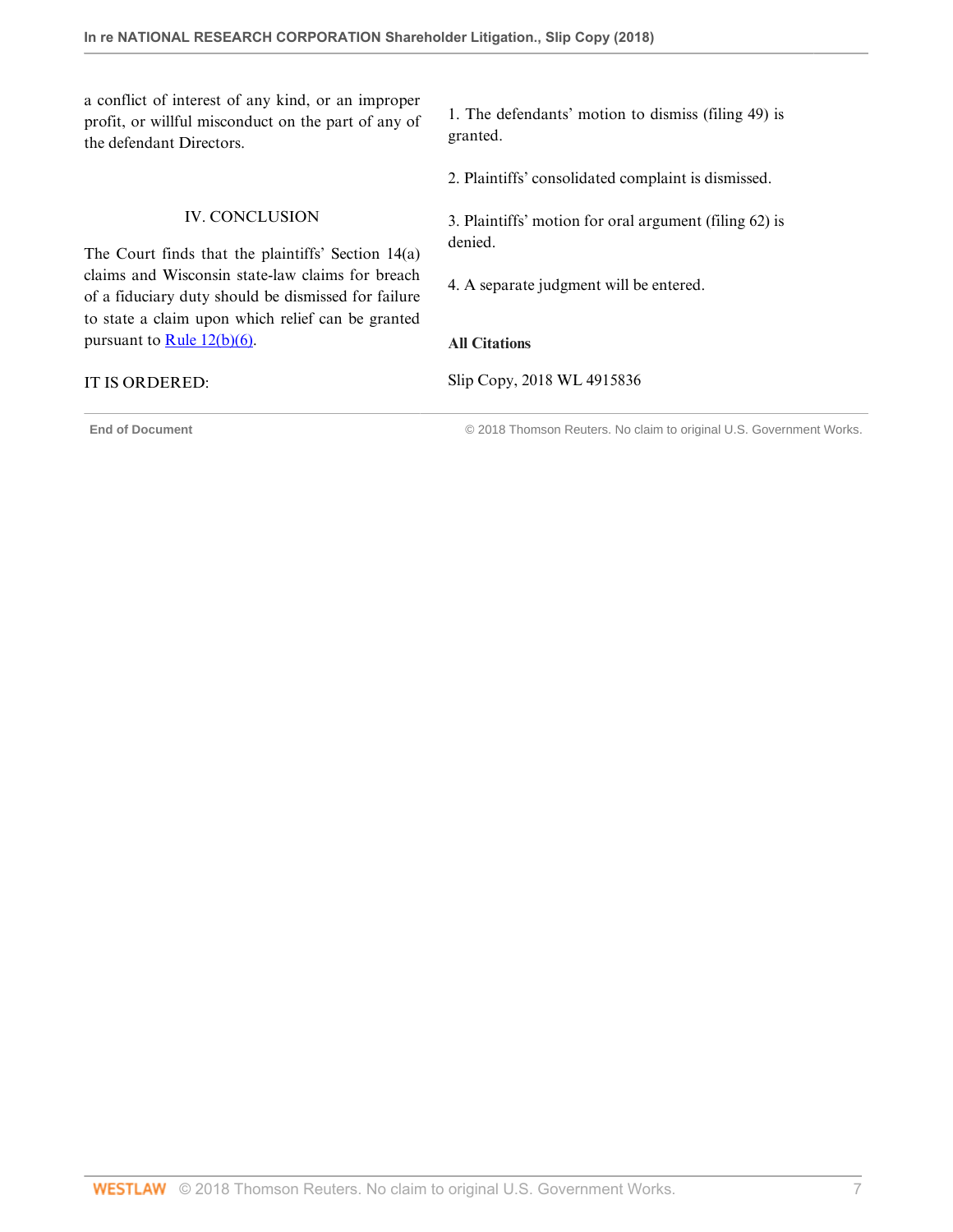a conflict of interest of any kind, or an improper profit, or willful misconduct on the part of any of the defendant Directors.

## IV. CONCLUSION

The Court finds that the plaintiffs' Section 14(a) claims and Wisconsin state-law claims for breach of a fiduciary duty should be dismissed for failure to state a claim upon which relief can be granted pursuant to Rule 12(b)(6).

IT IS ORDERED:

1. The defendants' motion to dismiss (filing 49) is granted.

2. Plaintiffs' consolidated complaint is dismissed.

3. Plaintiffs' motion for oral argument (filing 62) is denied.

4. A separate judgment will be entered.

**All Citations**

Slip Copy, 2018 WL 4915836

**End of Document**

© 2018 Thomson Reuters. No claim to original U.S. Government Works.